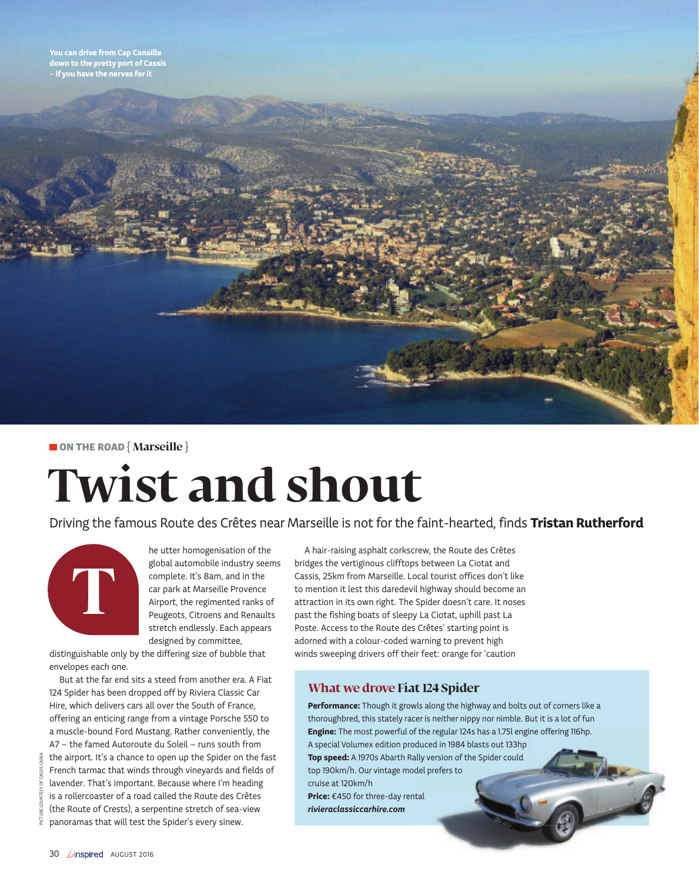You can drive from Cap Canaille down to the pretty port of Cassis – if you have the nerves for it

ON THE ROAD { Marseille }

# Twist and shout

Driving the famous Route des Crêtes near Marseille is not for the faint-hearted, finds **Tristan Rutherford**

The utter homogenisation of the global automobile industry seems complete. It's 8am, and in the car park at Marseille Provence Airport, the regimented ranks of Peugeots, Citroens and Renaults stretch endlessly. Each appears designed by committee, distinguishable only by the differing size of bubble that envelopes each one.

But at the far end sits a steed from another era. A Fiat 124 Spider has been dropped off by Riviera Classic Car Hire, which delivers cars all over the South of France, offering an enticing range from a vintage Porsche 550 to a muscle-bound Ford Mustang. Rather conveniently, the A7 – the famed Autoroute du Soleil – runs south from the airport. It's a chance to open up the Spider on the fast French tarmac that winds through vineyards and fields of lavender. That's important. Because where I'm heading is a rollercoaster of a road called the Route des Crêtes (the Route of Crests), a serpentine stretch of sea-view panoramas that will test the Spider's every sinew.

A hair-raising asphalt corkscrew, the Route des Crêtes bridges the vertiginous clifftops between La Ciotat and Cassis, 25km from Marseille. Local tourist offices don't like to mention it lest this daredevil highway should become an attraction in its own right. The Spider doesn't care. It noses past the fishing boats of sleepy La Ciotat, uphill past La Poste. Access to the Route des Crêtes' starting point is adorned with a colour-coded warning to prevent high winds sweeping drivers off their feet: orange for 'caution

PICTURE COURTESY OF CASSIS CARSA

## What we drove Fiat 124 Spider

**Performance:** Though it growls along the highway and bolts out of corners like a thoroughbred, this stately racer is neither nippy nor nimble. But it is a lot of fun
**Engine:** The most powerful of the regular 124s has a 1.75l engine offering 116hp. A special Volumex edition produced in 1984 blasts out 133hp
**Top speed:** A 1970s Abarth Rally version of the Spider could top 190km/h. Our vintage model prefers to cruise at 120km/h
**Price:** €450 for three-day rental
***rivieraclassiccarhire.com***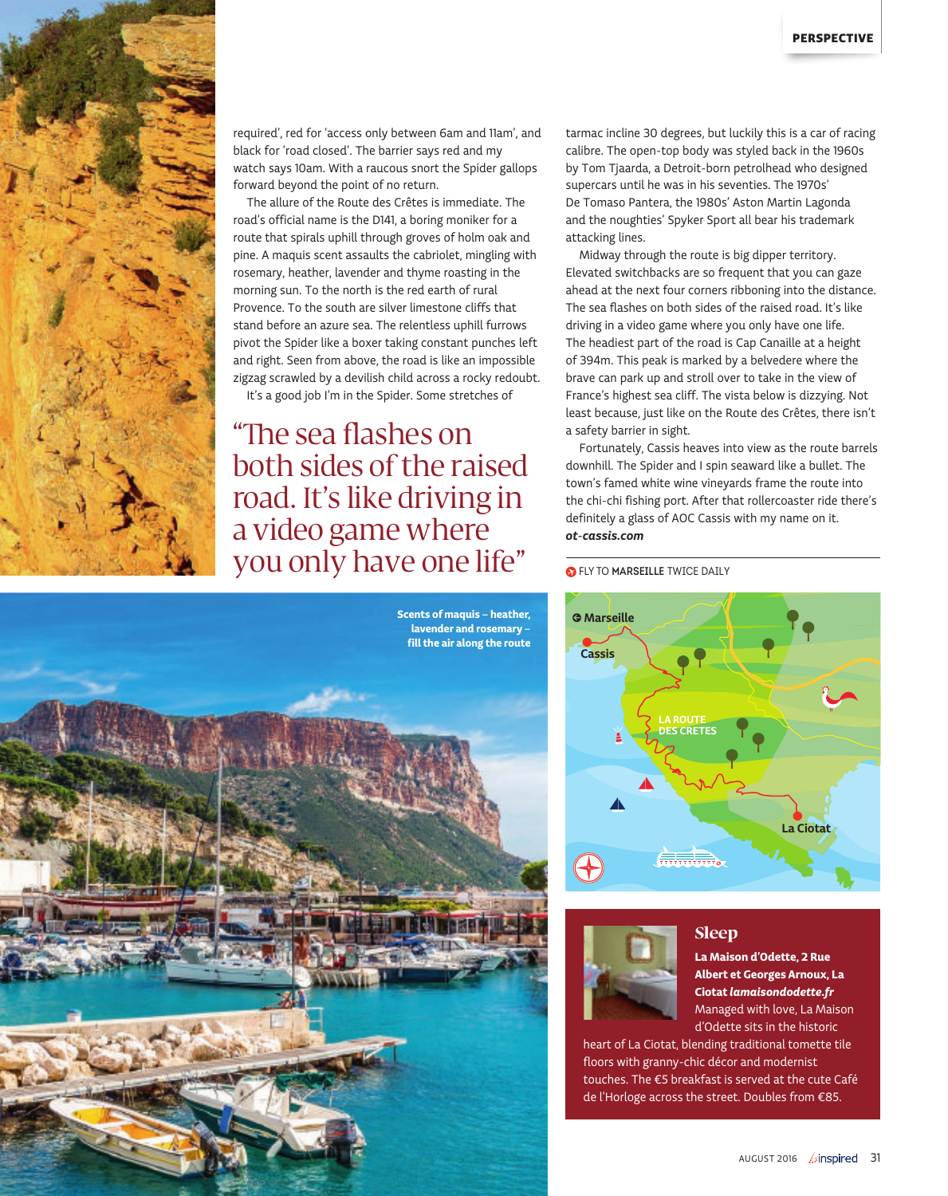required', red for 'access only between 6am and 11am', and black for 'road closed'. The barrier says red and my watch says 10am. With a raucous snort the Spider gallops forward beyond the point of no return.

The allure of the Route des Crêtes is immediate. The road's official name is the D141, a boring moniker for a route that spirals uphill through groves of holm oak and pine. A maquis scent assaults the cabriolet, mingling with rosemary, heather, lavender and thyme roasting in the morning sun. To the north is the red earth of rural Provence. To the south are silver limestone cliffs that stand before an azure sea. The relentless uphill furrows pivot the Spider like a boxer taking constant punches left and right. Seen from above, the road is like an impossible zigzag scrawled by a devilish child across a rocky redoubt.

It's a good job I'm in the Spider. Some stretches of tarmac incline 30 degrees, but luckily this is a car of racing calibre. The open-top body was styled back in the 1960s by Tom Tjaarda, a Detroit-born petrolhead who designed supercars until he was in his seventies. The 1970s' De Tomaso Pantera, the 1980s' Aston Martin Lagonda and the noughties' Spyker Sport all bear his trademark attacking lines.

> "The sea flashes on both sides of the raised road. It's like driving in a video game where you only have one life"

Midway through the route is big dipper territory. Elevated switchbacks are so frequent that you can gaze ahead at the next four corners ribboning into the distance. The sea flashes on both sides of the raised road. It's like driving in a video game where you only have one life. The headiest part of the road is Cap Canaille at a height of 394m. This peak is marked by a belvedere where the brave can park up and stroll over to take in the view of France's highest sea cliff. The vista below is dizzying. Not least because, just like on the Route des Crêtes, there isn't a safety barrier in sight.

Fortunately, Cassis heaves into view as the route barrels downhill. The Spider and I spin seaward like a bullet. The town's famed white wine vineyards frame the route into the chi-chi fishing port. After that rollercoaster ride there's definitely a glass of AOC Cassis with my name on it.
***ot-cassis.com***

Scents of maquis – heather, lavender and rosemary – fill the air along the route

FLY TO **MARSEILLE** TWICE DAILY

Marseille
Cassis
LA ROUTE DES CRETES
La Ciotat

## Sleep

**La Maison d'Odette, 2 Rue Albert et Georges Arnoux, La Ciotat *lamaisondodette.fr***
Managed with love, La Maison d'Odette sits in the historic heart of La Ciotat, blending traditional tomette tile floors with granny-chic décor and modernist touches. The €5 breakfast is served at the cute Café de l'Horloge across the street. Doubles from €85.